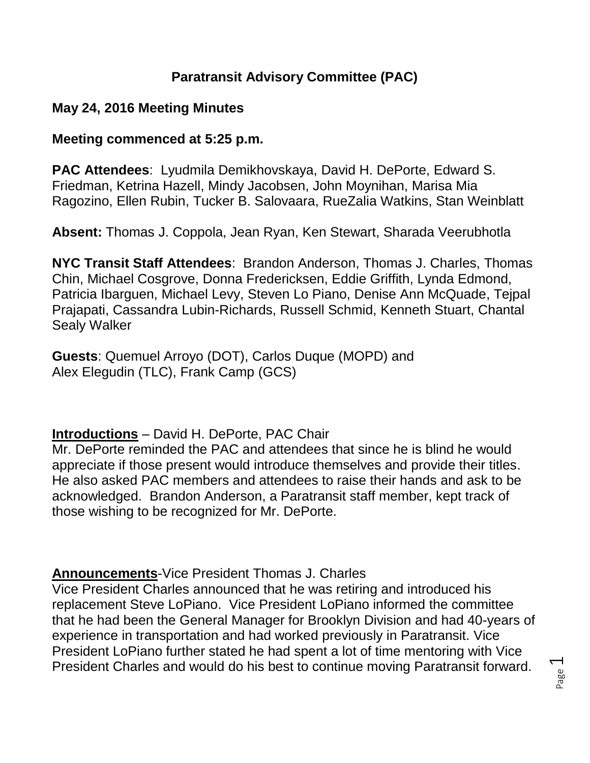# Paratransit Advisory Committee (PAC)

**May 24, 2016 Meeting Minutes**

**Meeting commenced at 5:25 p.m.**

**PAC Attendees**: Lyudmila Demikhovskaya, David H. DePorte, Edward S. Friedman, Ketrina Hazell, Mindy Jacobsen, John Moynihan, Marisa Mia Ragozino, Ellen Rubin, Tucker B. Salovaara, RueZalia Watkins, Stan Weinblatt

**Absent:** Thomas J. Coppola, Jean Ryan, Ken Stewart, Sharada Veerubhotla

**NYC Transit Staff Attendees**: Brandon Anderson, Thomas J. Charles, Thomas Chin, Michael Cosgrove, Donna Fredericksen, Eddie Griffith, Lynda Edmond, Patricia Ibarguen, Michael Levy, Steven Lo Piano, Denise Ann McQuade, Tejpal Prajapati, Cassandra Lubin-Richards, Russell Schmid, Kenneth Stuart, Chantal Sealy Walker

**Guests**: Quemuel Arroyo (DOT), Carlos Duque (MOPD) and Alex Elegudin (TLC), Frank Camp (GCS)

**Introductions** – David H. DePorte, PAC Chair

Mr. DePorte reminded the PAC and attendees that since he is blind he would appreciate if those present would introduce themselves and provide their titles. He also asked PAC members and attendees to raise their hands and ask to be acknowledged. Brandon Anderson, a Paratransit staff member, kept track of those wishing to be recognized for Mr. DePorte.

**Announcements**-Vice President Thomas J. Charles

Vice President Charles announced that he was retiring and introduced his replacement Steve LoPiano. Vice President LoPiano informed the committee that he had been the General Manager for Brooklyn Division and had 40-years of experience in transportation and had worked previously in Paratransit. Vice President LoPiano further stated he had spent a lot of time mentoring with Vice President Charles and would do his best to continue moving Paratransit forward.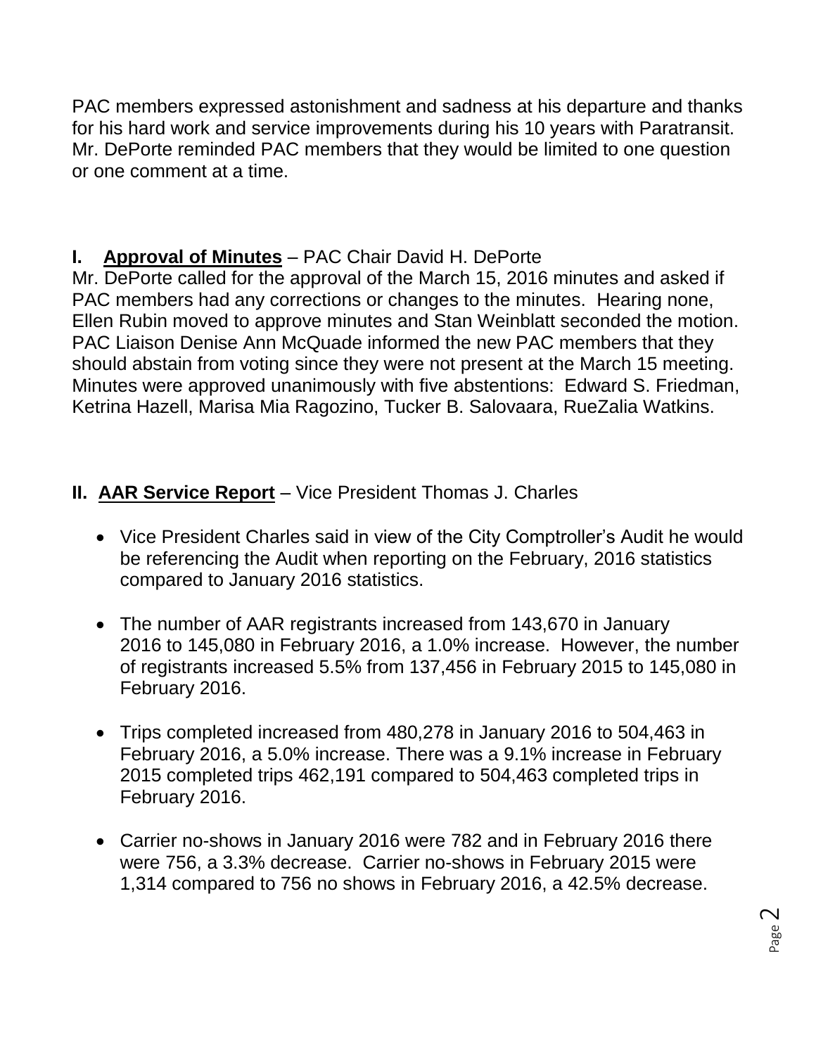PAC members expressed astonishment and sadness at his departure and thanks for his hard work and service improvements during his 10 years with Paratransit. Mr. DePorte reminded PAC members that they would be limited to one question or one comment at a time.

## I. **Approval of Minutes** – PAC Chair David H. DePorte

Mr. DePorte called for the approval of the March 15, 2016 minutes and asked if PAC members had any corrections or changes to the minutes. Hearing none, Ellen Rubin moved to approve minutes and Stan Weinblatt seconded the motion. PAC Liaison Denise Ann McQuade informed the new PAC members that they should abstain from voting since they were not present at the March 15 meeting. Minutes were approved unanimously with five abstentions: Edward S. Friedman, Ketrina Hazell, Marisa Mia Ragozino, Tucker B. Salovaara, RueZalia Watkins.

## II. **AAR Service Report** – Vice President Thomas J. Charles

- Vice President Charles said in view of the City Comptroller's Audit he would be referencing the Audit when reporting on the February, 2016 statistics compared to January 2016 statistics.

- The number of AAR registrants increased from 143,670 in January 2016 to 145,080 in February 2016, a 1.0% increase. However, the number of registrants increased 5.5% from 137,456 in February 2015 to 145,080 in February 2016.

- Trips completed increased from 480,278 in January 2016 to 504,463 in February 2016, a 5.0% increase. There was a 9.1% increase in February 2015 completed trips 462,191 compared to 504,463 completed trips in February 2016.

- Carrier no-shows in January 2016 were 782 and in February 2016 there were 756, a 3.3% decrease. Carrier no-shows in February 2015 were 1,314 compared to 756 no shows in February 2016, a 42.5% decrease.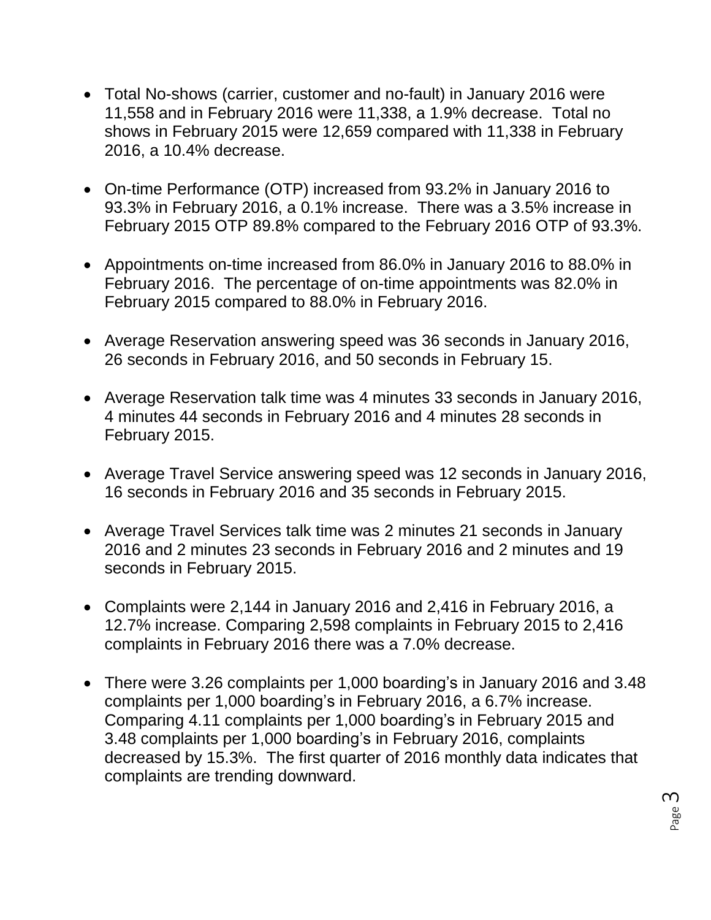- Total No-shows (carrier, customer and no-fault) in January 2016 were 11,558 and in February 2016 were 11,338, a 1.9% decrease. Total no shows in February 2015 were 12,659 compared with 11,338 in February 2016, a 10.4% decrease.

- On-time Performance (OTP) increased from 93.2% in January 2016 to 93.3% in February 2016, a 0.1% increase. There was a 3.5% increase in February 2015 OTP 89.8% compared to the February 2016 OTP of 93.3%.

- Appointments on-time increased from 86.0% in January 2016 to 88.0% in February 2016. The percentage of on-time appointments was 82.0% in February 2015 compared to 88.0% in February 2016.

- Average Reservation answering speed was 36 seconds in January 2016, 26 seconds in February 2016, and 50 seconds in February 15.

- Average Reservation talk time was 4 minutes 33 seconds in January 2016, 4 minutes 44 seconds in February 2016 and 4 minutes 28 seconds in February 2015.

- Average Travel Service answering speed was 12 seconds in January 2016, 16 seconds in February 2016 and 35 seconds in February 2015.

- Average Travel Services talk time was 2 minutes 21 seconds in January 2016 and 2 minutes 23 seconds in February 2016 and 2 minutes and 19 seconds in February 2015.

- Complaints were 2,144 in January 2016 and 2,416 in February 2016, a 12.7% increase. Comparing 2,598 complaints in February 2015 to 2,416 complaints in February 2016 there was a 7.0% decrease.

- There were 3.26 complaints per 1,000 boarding's in January 2016 and 3.48 complaints per 1,000 boarding's in February 2016, a 6.7% increase. Comparing 4.11 complaints per 1,000 boarding's in February 2015 and 3.48 complaints per 1,000 boarding's in February 2016, complaints decreased by 15.3%. The first quarter of 2016 monthly data indicates that complaints are trending downward.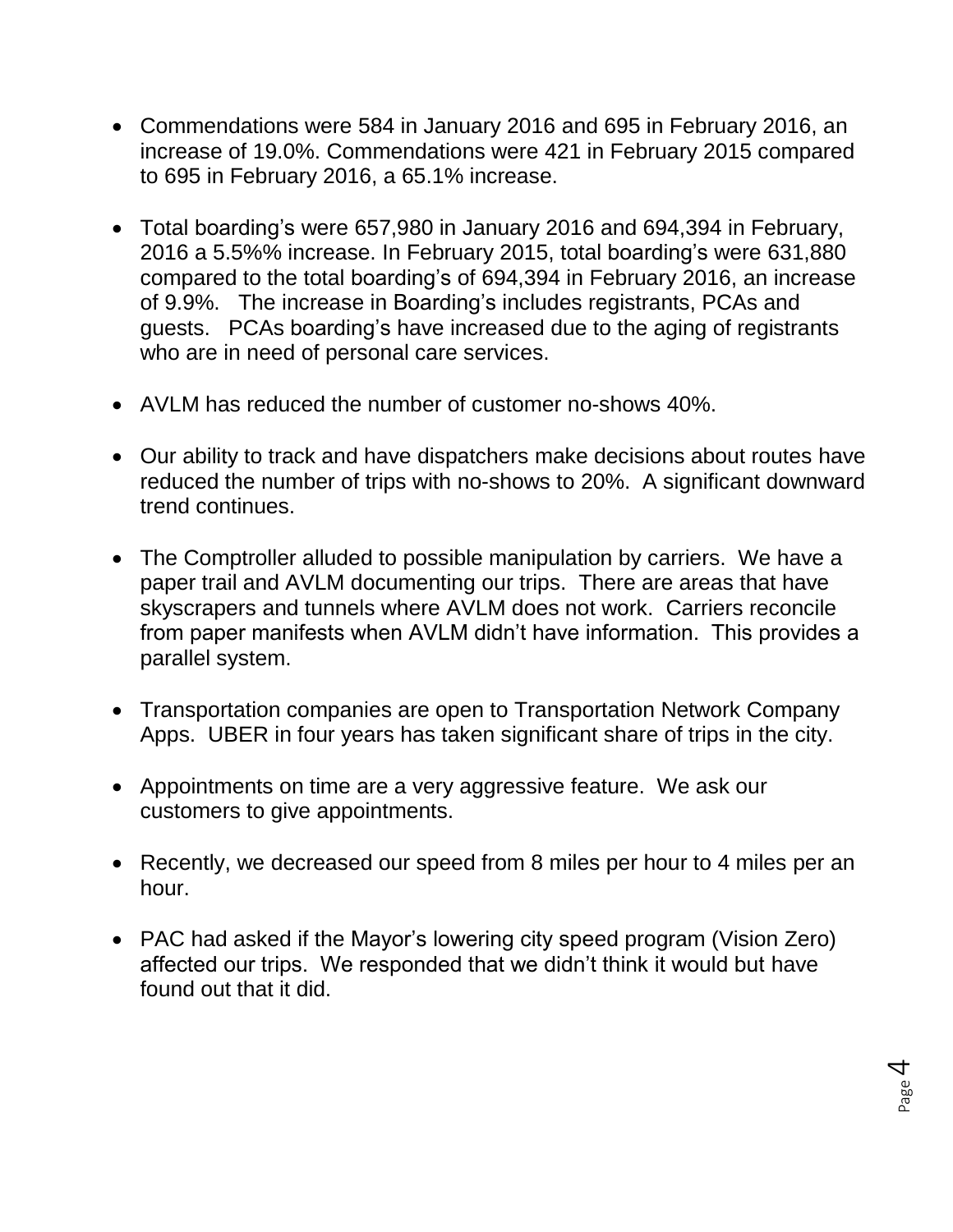- Commendations were 584 in January 2016 and 695 in February 2016, an increase of 19.0%. Commendations were 421 in February 2015 compared to 695 in February 2016, a 65.1% increase.

- Total boarding's were 657,980 in January 2016 and 694,394 in February, 2016 a 5.5%% increase. In February 2015, total boarding's were 631,880 compared to the total boarding's of 694,394 in February 2016, an increase of 9.9%. The increase in Boarding's includes registrants, PCAs and guests. PCAs boarding's have increased due to the aging of registrants who are in need of personal care services.

- AVLM has reduced the number of customer no-shows 40%.

- Our ability to track and have dispatchers make decisions about routes have reduced the number of trips with no-shows to 20%. A significant downward trend continues.

- The Comptroller alluded to possible manipulation by carriers. We have a paper trail and AVLM documenting our trips. There are areas that have skyscrapers and tunnels where AVLM does not work. Carriers reconcile from paper manifests when AVLM didn't have information. This provides a parallel system.

- Transportation companies are open to Transportation Network Company Apps. UBER in four years has taken significant share of trips in the city.

- Appointments on time are a very aggressive feature. We ask our customers to give appointments.

- Recently, we decreased our speed from 8 miles per hour to 4 miles per an hour.

- PAC had asked if the Mayor's lowering city speed program (Vision Zero) affected our trips. We responded that we didn't think it would but have found out that it did.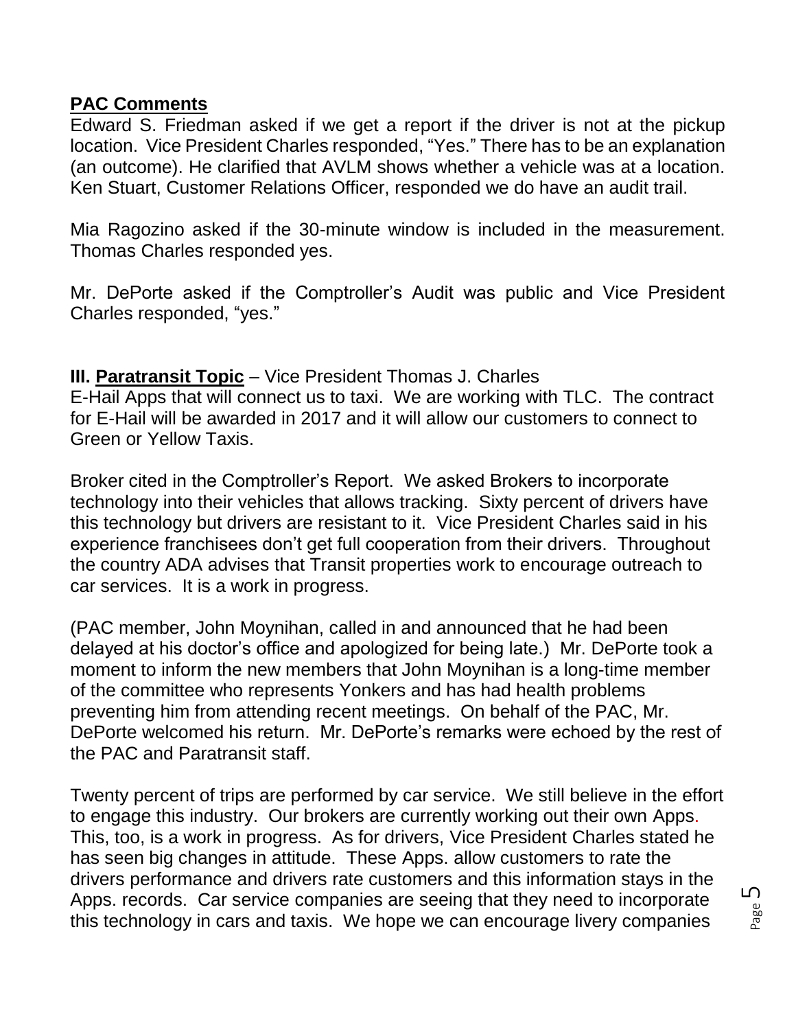**PAC Comments**

Edward S. Friedman asked if we get a report if the driver is not at the pickup location. Vice President Charles responded, "Yes." There has to be an explanation (an outcome). He clarified that AVLM shows whether a vehicle was at a location. Ken Stuart, Customer Relations Officer, responded we do have an audit trail.

Mia Ragozino asked if the 30-minute window is included in the measurement. Thomas Charles responded yes.

Mr. DePorte asked if the Comptroller's Audit was public and Vice President Charles responded, "yes."

**III. Paratransit Topic** – Vice President Thomas J. Charles

E-Hail Apps that will connect us to taxi. We are working with TLC. The contract for E-Hail will be awarded in 2017 and it will allow our customers to connect to Green or Yellow Taxis.

Broker cited in the Comptroller's Report. We asked Brokers to incorporate technology into their vehicles that allows tracking. Sixty percent of drivers have this technology but drivers are resistant to it. Vice President Charles said in his experience franchisees don't get full cooperation from their drivers. Throughout the country ADA advises that Transit properties work to encourage outreach to car services. It is a work in progress.

(PAC member, John Moynihan, called in and announced that he had been delayed at his doctor's office and apologized for being late.) Mr. DePorte took a moment to inform the new members that John Moynihan is a long-time member of the committee who represents Yonkers and has had health problems preventing him from attending recent meetings. On behalf of the PAC, Mr. DePorte welcomed his return. Mr. DePorte's remarks were echoed by the rest of the PAC and Paratransit staff.

Twenty percent of trips are performed by car service. We still believe in the effort to engage this industry. Our brokers are currently working out their own Apps. This, too, is a work in progress. As for drivers, Vice President Charles stated he has seen big changes in attitude. These Apps. allow customers to rate the drivers performance and drivers rate customers and this information stays in the Apps. records. Car service companies are seeing that they need to incorporate this technology in cars and taxis. We hope we can encourage livery companies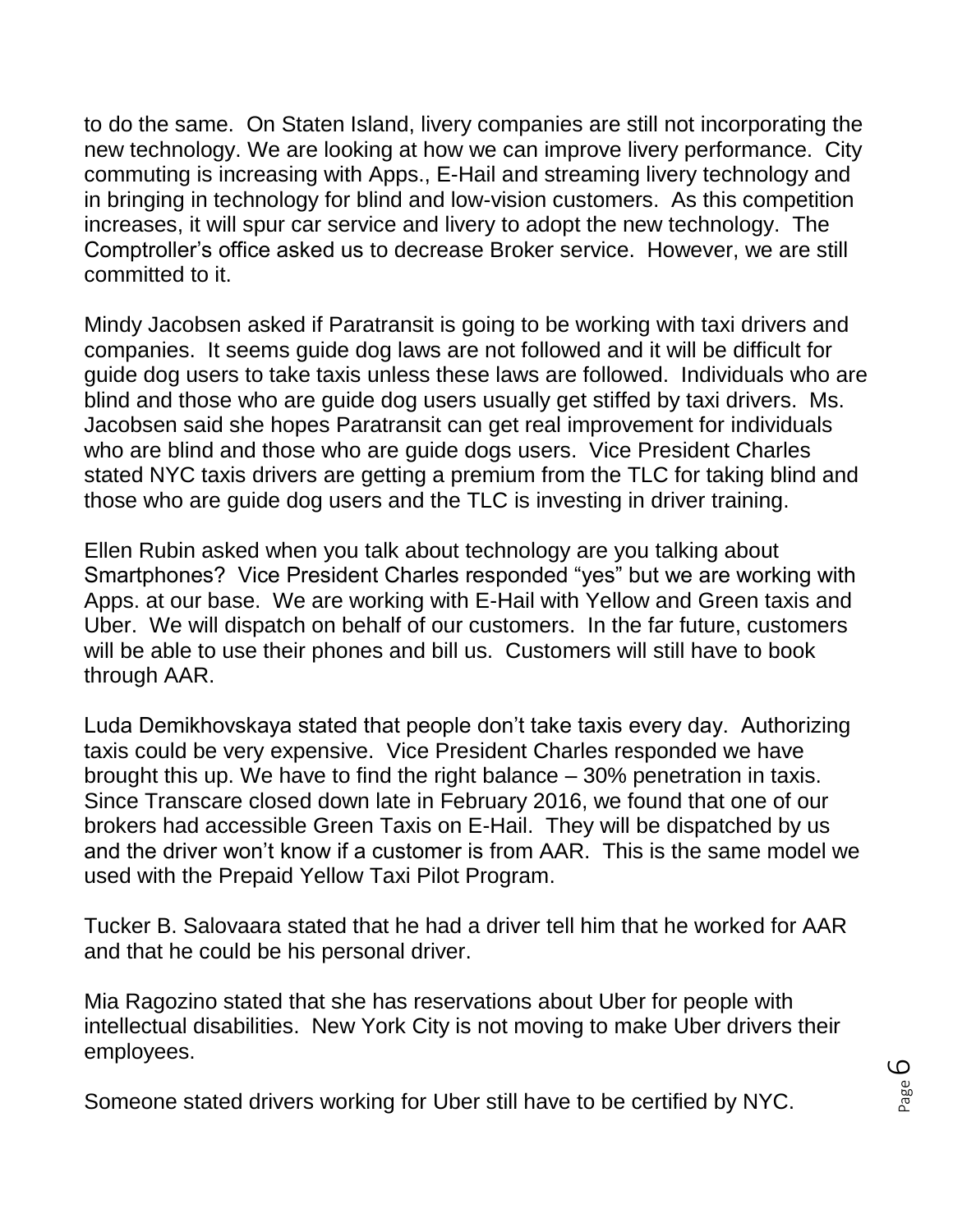to do the same. On Staten Island, livery companies are still not incorporating the new technology. We are looking at how we can improve livery performance. City commuting is increasing with Apps., E-Hail and streaming livery technology and in bringing in technology for blind and low-vision customers. As this competition increases, it will spur car service and livery to adopt the new technology. The Comptroller's office asked us to decrease Broker service. However, we are still committed to it.

Mindy Jacobsen asked if Paratransit is going to be working with taxi drivers and companies. It seems guide dog laws are not followed and it will be difficult for guide dog users to take taxis unless these laws are followed. Individuals who are blind and those who are guide dog users usually get stiffed by taxi drivers. Ms. Jacobsen said she hopes Paratransit can get real improvement for individuals who are blind and those who are guide dogs users. Vice President Charles stated NYC taxis drivers are getting a premium from the TLC for taking blind and those who are guide dog users and the TLC is investing in driver training.

Ellen Rubin asked when you talk about technology are you talking about Smartphones? Vice President Charles responded "yes" but we are working with Apps. at our base. We are working with E-Hail with Yellow and Green taxis and Uber. We will dispatch on behalf of our customers. In the far future, customers will be able to use their phones and bill us. Customers will still have to book through AAR.

Luda Demikhovskaya stated that people don't take taxis every day. Authorizing taxis could be very expensive. Vice President Charles responded we have brought this up. We have to find the right balance – 30% penetration in taxis. Since Transcare closed down late in February 2016, we found that one of our brokers had accessible Green Taxis on E-Hail. They will be dispatched by us and the driver won't know if a customer is from AAR. This is the same model we used with the Prepaid Yellow Taxi Pilot Program.

Tucker B. Salovaara stated that he had a driver tell him that he worked for AAR and that he could be his personal driver.

Mia Ragozino stated that she has reservations about Uber for people with intellectual disabilities. New York City is not moving to make Uber drivers their employees.

Someone stated drivers working for Uber still have to be certified by NYC.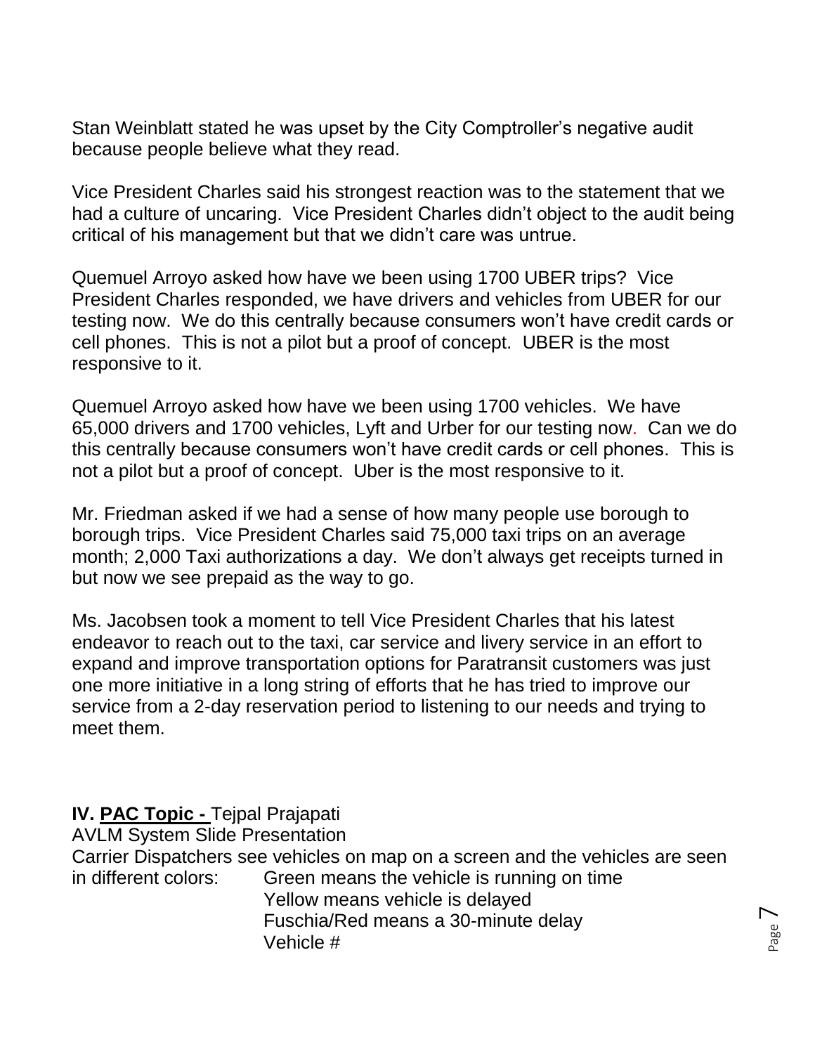Stan Weinblatt stated he was upset by the City Comptroller's negative audit because people believe what they read.

Vice President Charles said his strongest reaction was to the statement that we had a culture of uncaring. Vice President Charles didn't object to the audit being critical of his management but that we didn't care was untrue.

Quemuel Arroyo asked how have we been using 1700 UBER trips? Vice President Charles responded, we have drivers and vehicles from UBER for our testing now. We do this centrally because consumers won't have credit cards or cell phones. This is not a pilot but a proof of concept. UBER is the most responsive to it.

Quemuel Arroyo asked how have we been using 1700 vehicles. We have 65,000 drivers and 1700 vehicles, Lyft and Urber for our testing now. Can we do this centrally because consumers won't have credit cards or cell phones. This is not a pilot but a proof of concept. Uber is the most responsive to it.

Mr. Friedman asked if we had a sense of how many people use borough to borough trips. Vice President Charles said 75,000 taxi trips on an average month; 2,000 Taxi authorizations a day. We don't always get receipts turned in but now we see prepaid as the way to go.

Ms. Jacobsen took a moment to tell Vice President Charles that his latest endeavor to reach out to the taxi, car service and livery service in an effort to expand and improve transportation options for Paratransit customers was just one more initiative in a long string of efforts that he has tried to improve our service from a 2-day reservation period to listening to our needs and trying to meet them.

**IV. PAC Topic -** Tejpal Prajapati

AVLM System Slide Presentation

Carrier Dispatchers see vehicles on map on a screen and the vehicles are seen in different colors:

- Green means the vehicle is running on time
- Yellow means vehicle is delayed
- Fuschia/Red means a 30-minute delay
- Vehicle #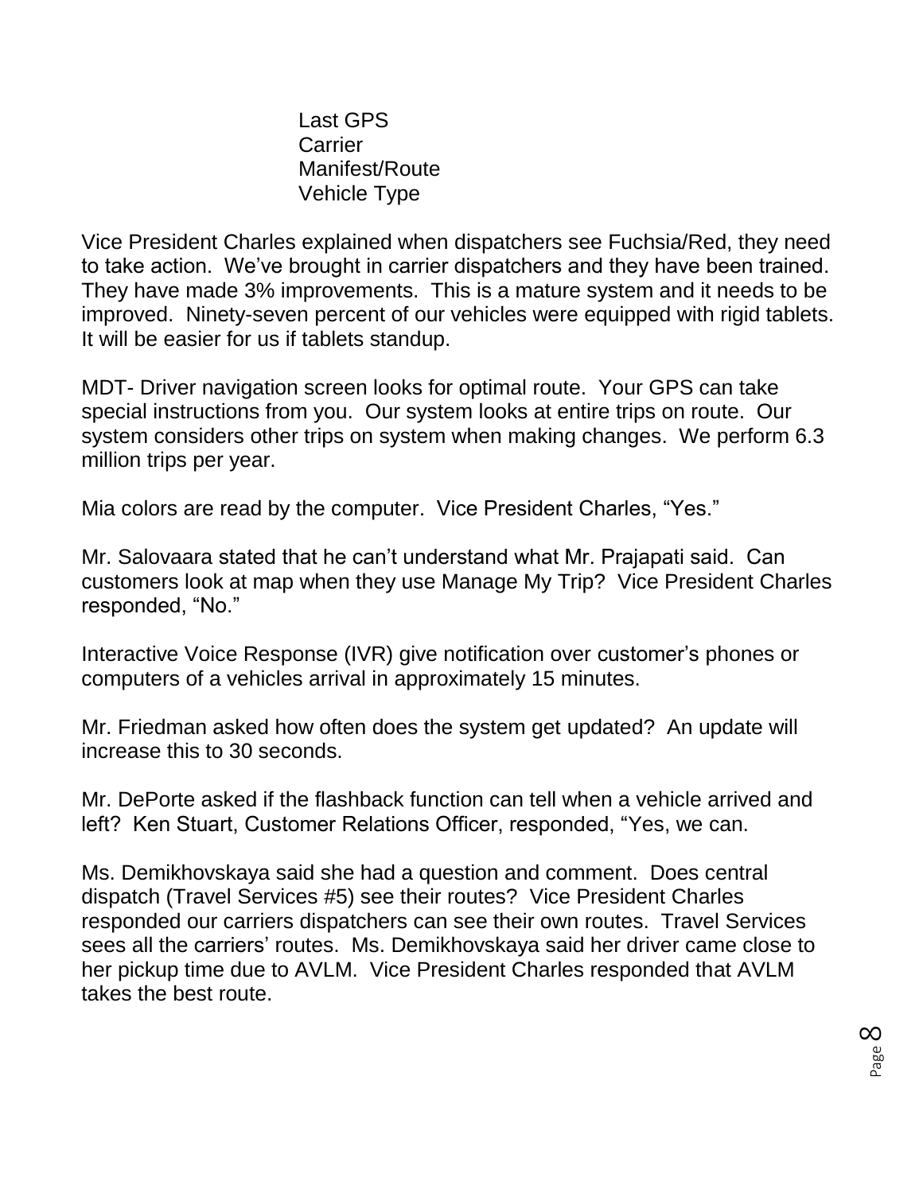Last GPS
Carrier
Manifest/Route
Vehicle Type

Vice President Charles explained when dispatchers see Fuchsia/Red, they need to take action. We've brought in carrier dispatchers and they have been trained. They have made 3% improvements. This is a mature system and it needs to be improved. Ninety-seven percent of our vehicles were equipped with rigid tablets. It will be easier for us if tablets standup.

MDT- Driver navigation screen looks for optimal route. Your GPS can take special instructions from you. Our system looks at entire trips on route. Our system considers other trips on system when making changes. We perform 6.3 million trips per year.

Mia colors are read by the computer. Vice President Charles, "Yes."

Mr. Salovaara stated that he can't understand what Mr. Prajapati said. Can customers look at map when they use Manage My Trip? Vice President Charles responded, "No."

Interactive Voice Response (IVR) give notification over customer's phones or computers of a vehicles arrival in approximately 15 minutes.

Mr. Friedman asked how often does the system get updated? An update will increase this to 30 seconds.

Mr. DePorte asked if the flashback function can tell when a vehicle arrived and left? Ken Stuart, Customer Relations Officer, responded, "Yes, we can.

Ms. Demikhovskaya said she had a question and comment. Does central dispatch (Travel Services #5) see their routes? Vice President Charles responded our carriers dispatchers can see their own routes. Travel Services sees all the carriers' routes. Ms. Demikhovskaya said her driver came close to her pickup time due to AVLM. Vice President Charles responded that AVLM takes the best route.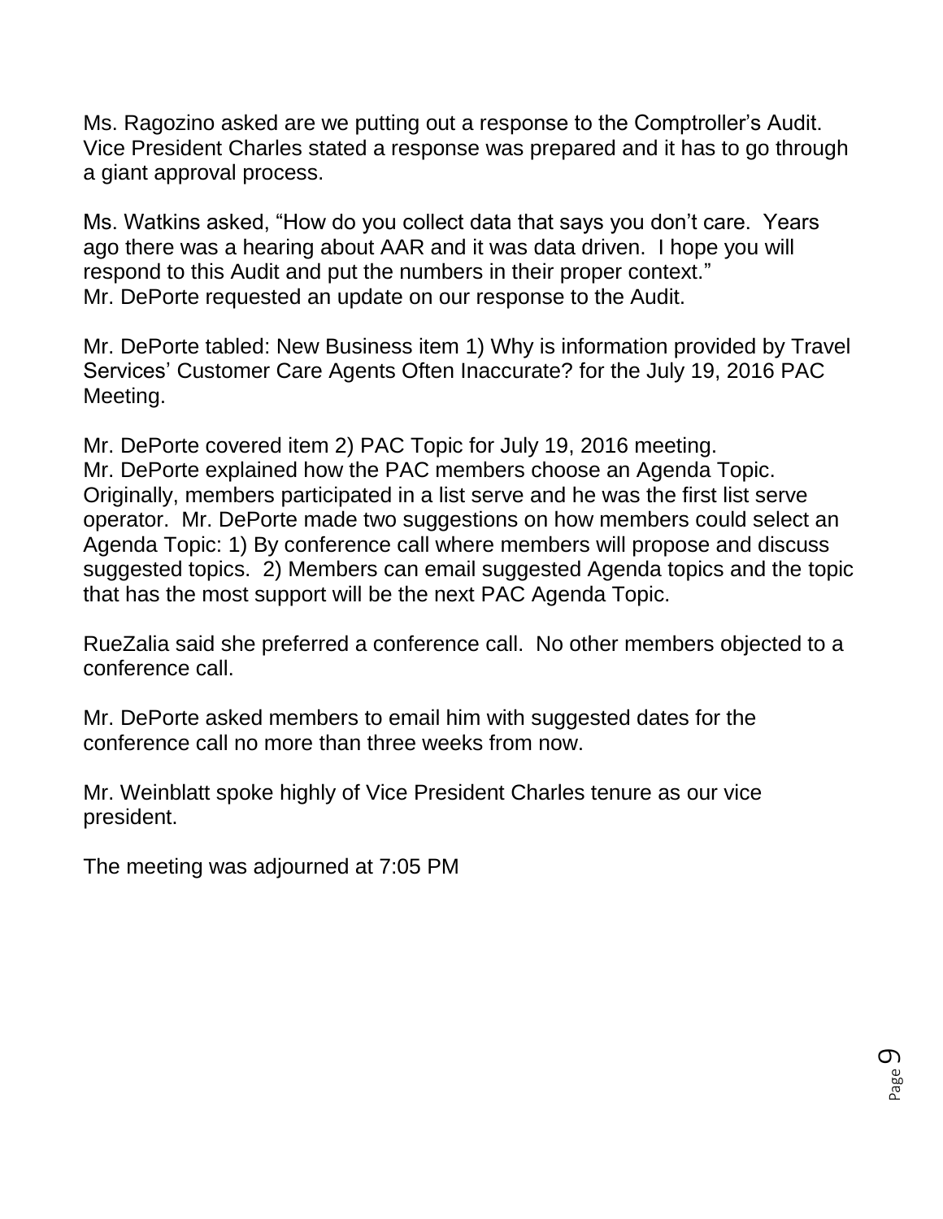Ms. Ragozino asked are we putting out a response to the Comptroller's Audit. Vice President Charles stated a response was prepared and it has to go through a giant approval process.

Ms. Watkins asked, "How do you collect data that says you don't care. Years ago there was a hearing about AAR and it was data driven. I hope you will respond to this Audit and put the numbers in their proper context."
Mr. DePorte requested an update on our response to the Audit.

Mr. DePorte tabled: New Business item 1) Why is information provided by Travel Services' Customer Care Agents Often Inaccurate? for the July 19, 2016 PAC Meeting.

Mr. DePorte covered item 2) PAC Topic for July 19, 2016 meeting.
Mr. DePorte explained how the PAC members choose an Agenda Topic. Originally, members participated in a list serve and he was the first list serve operator. Mr. DePorte made two suggestions on how members could select an Agenda Topic: 1) By conference call where members will propose and discuss suggested topics. 2) Members can email suggested Agenda topics and the topic that has the most support will be the next PAC Agenda Topic.

RueZalia said she preferred a conference call. No other members objected to a conference call.

Mr. DePorte asked members to email him with suggested dates for the conference call no more than three weeks from now.

Mr. Weinblatt spoke highly of Vice President Charles tenure as our vice president.

The meeting was adjourned at 7:05 PM